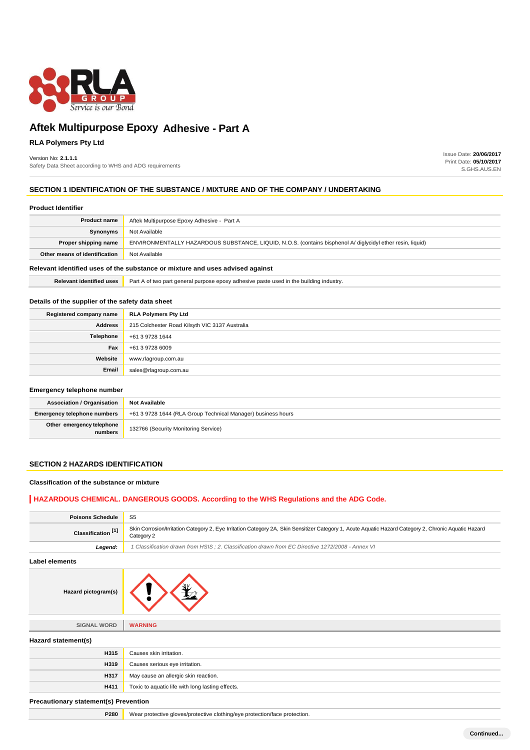# Aftek Multipurpose Epoxy Adhesive - Part A

**RLA Polymers Pty Ltd**

Version No: **2.1.1.1**
Safety Data Sheet according to WHS and ADG requirements

Issue Date: **20/06/2017**
Print Date: **05/10/2017**
S.GHS.AUS.EN

## SECTION 1 IDENTIFICATION OF THE SUBSTANCE / MIXTURE AND OF THE COMPANY / UNDERTAKING

### Product Identifier

| | |
|---|---|
| **Product name** | Aftek Multipurpose Epoxy Adhesive - Part A |
| **Synonyms** | Not Available |
| **Proper shipping name** | ENVIRONMENTALLY HAZARDOUS SUBSTANCE, LIQUID, N.O.S. (contains bisphenol A/ diglycidyl ether resin, liquid) |
| **Other means of identification** | Not Available |

### Relevant identified uses of the substance or mixture and uses advised against

| | |
|---|---|
| **Relevant identified uses** | Part A of two part general purpose epoxy adhesive paste used in the building industry. |

### Details of the supplier of the safety data sheet

| | |
|---|---|
| **Registered company name** | **RLA Polymers Pty Ltd** |
| **Address** | 215 Colchester Road Kilsyth VIC 3137 Australia |
| **Telephone** | +61 3 9728 1644 |
| **Fax** | +61 3 9728 6009 |
| **Website** | www.rlagroup.com.au |
| **Email** | sales@rlagroup.com.au |

### Emergency telephone number

| | |
|---|---|
| **Association / Organisation** | **Not Available** |
| **Emergency telephone numbers** | +61 3 9728 1644 (RLA Group Technical Manager) business hours |
| **Other emergency telephone numbers** | 132766 (Security Monitoring Service) |

## SECTION 2 HAZARDS IDENTIFICATION

### Classification of the substance or mixture

**HAZARDOUS CHEMICAL. DANGEROUS GOODS. According to the WHS Regulations and the ADG Code.**

| | |
|---|---|
| **Poisons Schedule** | S5 |
| **Classification [1]** | Skin Corrosion/Irritation Category 2, Eye Irritation Category 2A, Skin Sensitizer Category 1, Acute Aquatic Hazard Category 2, Chronic Aquatic Hazard Category 2 |
| ***Legend:*** | *1 Classification drawn from HSIS ; 2. Classification drawn from EC Directive 1272/2008 - Annex VI* |

### Label elements

| | |
|---|---|
| **Hazard pictogram(s)** | |
| **SIGNAL WORD** | **WARNING** |

### Hazard statement(s)

| | |
|---|---|
| **H315** | Causes skin irritation. |
| **H319** | Causes serious eye irritation. |
| **H317** | May cause an allergic skin reaction. |
| **H411** | Toxic to aquatic life with long lasting effects. |

### Precautionary statement(s) Prevention

| | |
|---|---|
| **P280** | Wear protective gloves/protective clothing/eye protection/face protection. |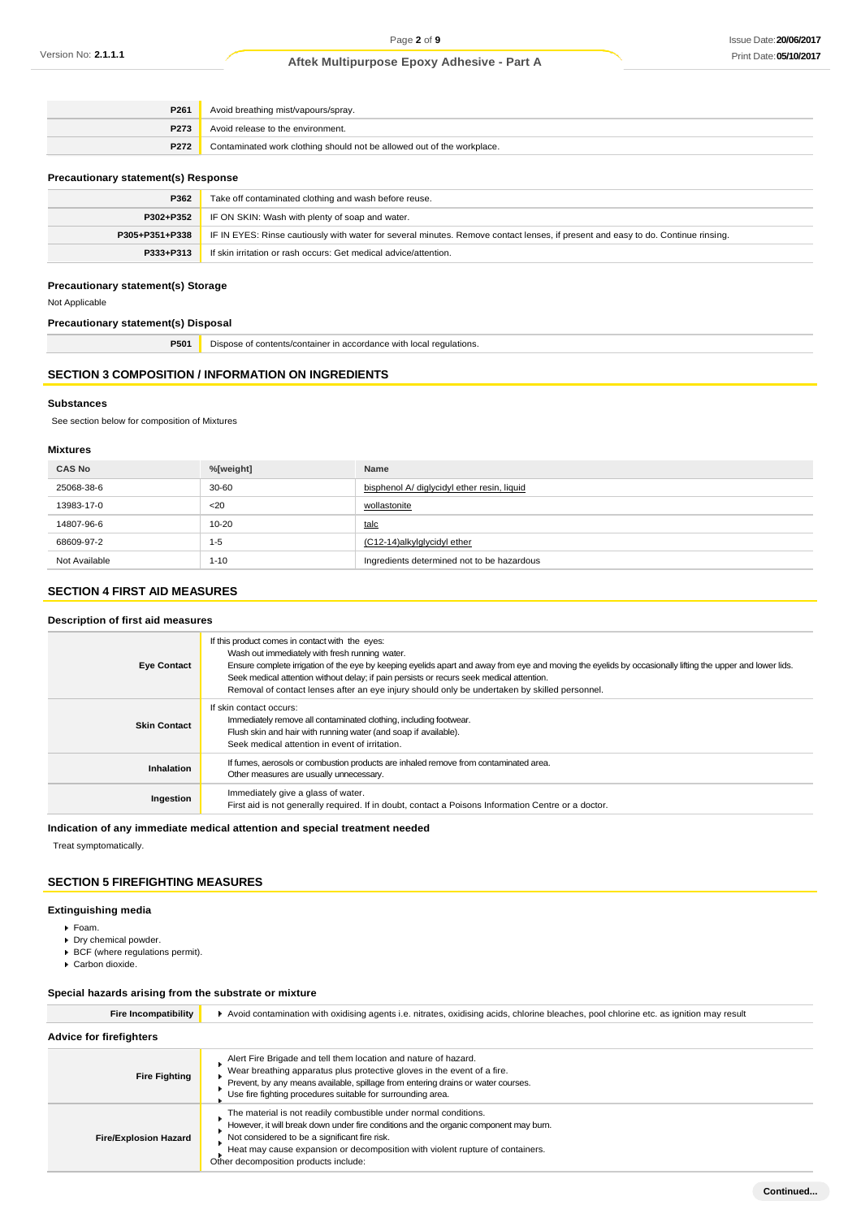| | |
|---|---|
| **P261** | Avoid breathing mist/vapours/spray. |
| **P273** | Avoid release to the environment. |
| **P272** | Contaminated work clothing should not be allowed out of the workplace. |

### Precautionary statement(s) Response

| | |
|---|---|
| **P362** | Take off contaminated clothing and wash before reuse. |
| **P302+P352** | IF ON SKIN: Wash with plenty of soap and water. |
| **P305+P351+P338** | IF IN EYES: Rinse cautiously with water for several minutes. Remove contact lenses, if present and easy to do. Continue rinsing. |
| **P333+P313** | If skin irritation or rash occurs: Get medical advice/attention. |

### Precautionary statement(s) Storage

Not Applicable

### Precautionary statement(s) Disposal

| | |
|---|---|
| **P501** | Dispose of contents/container in accordance with local regulations. |

## SECTION 3 COMPOSITION / INFORMATION ON INGREDIENTS

### Substances

See section below for composition of Mixtures

### Mixtures

| CAS No | %[weight] | Name |
|---|---|---|
| 25068-38-6 | 30-60 | bisphenol A/ diglycidyl ether resin, liquid |
| 13983-17-0 | <20 | wollastonite |
| 14807-96-6 | 10-20 | talc |
| 68609-97-2 | 1-5 | (C12-14)alkylglycidyl ether |
| Not Available | 1-10 | Ingredients determined not to be hazardous |

## SECTION 4 FIRST AID MEASURES

### Description of first aid measures

| | |
|---|---|
| **Eye Contact** | If this product comes in contact with the eyes:<br>Wash out immediately with fresh running water.<br>Ensure complete irrigation of the eye by keeping eyelids apart and away from eye and moving the eyelids by occasionally lifting the upper and lower lids.<br>Seek medical attention without delay; if pain persists or recurs seek medical attention.<br>Removal of contact lenses after an eye injury should only be undertaken by skilled personnel. |
| **Skin Contact** | If skin contact occurs:<br>Immediately remove all contaminated clothing, including footwear.<br>Flush skin and hair with running water (and soap if available).<br>Seek medical attention in event of irritation. |
| **Inhalation** | If fumes, aerosols or combustion products are inhaled remove from contaminated area.<br>Other measures are usually unnecessary. |
| **Ingestion** | Immediately give a glass of water.<br>First aid is not generally required. If in doubt, contact a Poisons Information Centre or a doctor. |

### Indication of any immediate medical attention and special treatment needed

Treat symptomatically.

## SECTION 5 FIREFIGHTING MEASURES

### Extinguishing media

- Foam.
- Dry chemical powder.
- BCF (where regulations permit).
- Carbon dioxide.

### Special hazards arising from the substrate or mixture

| | |
|---|---|
| **Fire Incompatibility** | Avoid contamination with oxidising agents i.e. nitrates, oxidising acids, chlorine bleaches, pool chlorine etc. as ignition may result |

### Advice for firefighters

| | |
|---|---|
| **Fire Fighting** | Alert Fire Brigade and tell them location and nature of hazard.<br>Wear breathing apparatus plus protective gloves in the event of a fire.<br>Prevent, by any means available, spillage from entering drains or water courses.<br>Use fire fighting procedures suitable for surrounding area. |
| **Fire/Explosion Hazard** | The material is not readily combustible under normal conditions.<br>However, it will break down under fire conditions and the organic component may burn.<br>Not considered to be a significant fire risk.<br>Heat may cause expansion or decomposition with violent rupture of containers.<br>Other decomposition products include: |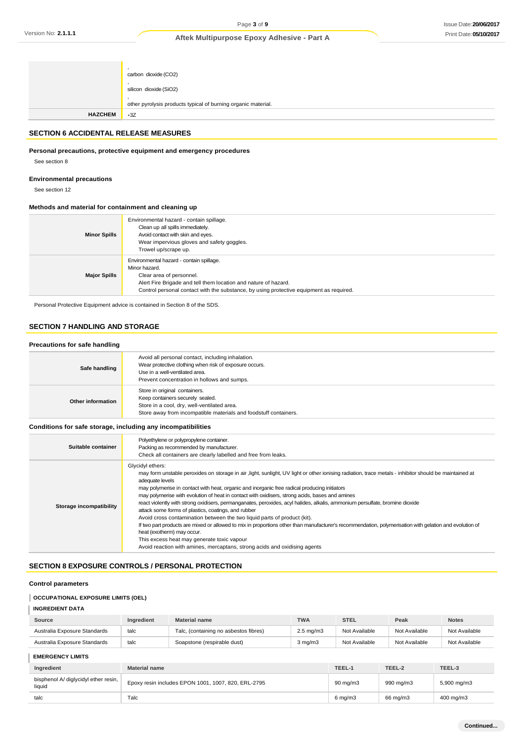| | |
|---|---|
| | , carbon dioxide ($CO_2$)<br>, silicon dioxide ($SiO_2$)<br>, other pyrolysis products typical of burning organic material. |
| **HAZCHEM** | •3Z |

## SECTION 6 ACCIDENTAL RELEASE MEASURES

### Personal precautions, protective equipment and emergency procedures

See section 8

### Environmental precautions

See section 12

### Methods and material for containment and cleaning up

| | |
|---|---|
| **Minor Spills** | Environmental hazard - contain spillage.<br>Clean up all spills immediately.<br>Avoid contact with skin and eyes.<br>Wear impervious gloves and safety goggles.<br>Trowel up/scrape up. |
| **Major Spills** | Environmental hazard - contain spillage.<br>Minor hazard.<br>Clear area of personnel.<br>Alert Fire Brigade and tell them location and nature of hazard.<br>Control personal contact with the substance, by using protective equipment as required. |

Personal Protective Equipment advice is contained in Section 8 of the SDS.

## SECTION 7 HANDLING AND STORAGE

### Precautions for safe handling

| | |
|---|---|
| **Safe handling** | Avoid all personal contact, including inhalation.<br>Wear protective clothing when risk of exposure occurs.<br>Use in a well-ventilated area.<br>Prevent concentration in hollows and sumps. |
| **Other information** | Store in original containers.<br>Keep containers securely sealed.<br>Store in a cool, dry, well-ventilated area.<br>Store away from incompatible materials and foodstuff containers. |

### Conditions for safe storage, including any incompatibilities

| | |
|---|---|
| **Suitable container** | Polyethylene or polypropylene container.<br>Packing as recommended by manufacturer.<br>Check all containers are clearly labelled and free from leaks. |
| **Storage incompatibility** | Glycidyl ethers:<br>may form unstable peroxides on storage in air ,light, sunlight, UV light or other ionising radiation, trace metals - inhibitor should be maintained at adequate levels<br>may polymerise in contact with heat, organic and inorganic free radical producing initiators<br>may polymerise with evolution of heat in contact with oxidisers, strong acids, bases and amines<br>react violently with strong oxidisers, permanganates, peroxides, acyl halides, alkalis, ammonium persulfate, bromine dioxide<br>attack some forms of plastics, coatings, and rubber<br>Avoid cross contamination between the two liquid parts of product (kit).<br>If two part products are mixed or allowed to mix in proportions other than manufacturer's recommendation, polymerisation with gelation and evolution of heat (exotherm) may occur.<br>This excess heat may generate toxic vapour<br>Avoid reaction with amines, mercaptans, strong acids and oxidising agents |

## SECTION 8 EXPOSURE CONTROLS / PERSONAL PROTECTION

### Control parameters

#### OCCUPATIONAL EXPOSURE LIMITS (OEL)

#### INGREDIENT DATA

| Source | Ingredient | Material name | TWA | STEL | Peak | Notes |
|---|---|---|---|---|---|---|
| Australia Exposure Standards | talc | Talc, (containing no asbestos fibres) | 2.5 mg/m3 | Not Available | Not Available | Not Available |
| Australia Exposure Standards | talc | Soapstone (respirable dust) | 3 mg/m3 | Not Available | Not Available | Not Available |

#### EMERGENCY LIMITS

| Ingredient | Material name | TEEL-1 | TEEL-2 | TEEL-3 |
|---|---|---|---|---|
| bisphenol A/ diglycidyl ether resin, liquid | Epoxy resin includes EPON 1001, 1007, 820, ERL-2795 | 90 mg/m3 | 990 mg/m3 | 5,900 mg/m3 |
| talc | Talc | 6 mg/m3 | 66 mg/m3 | 400 mg/m3 |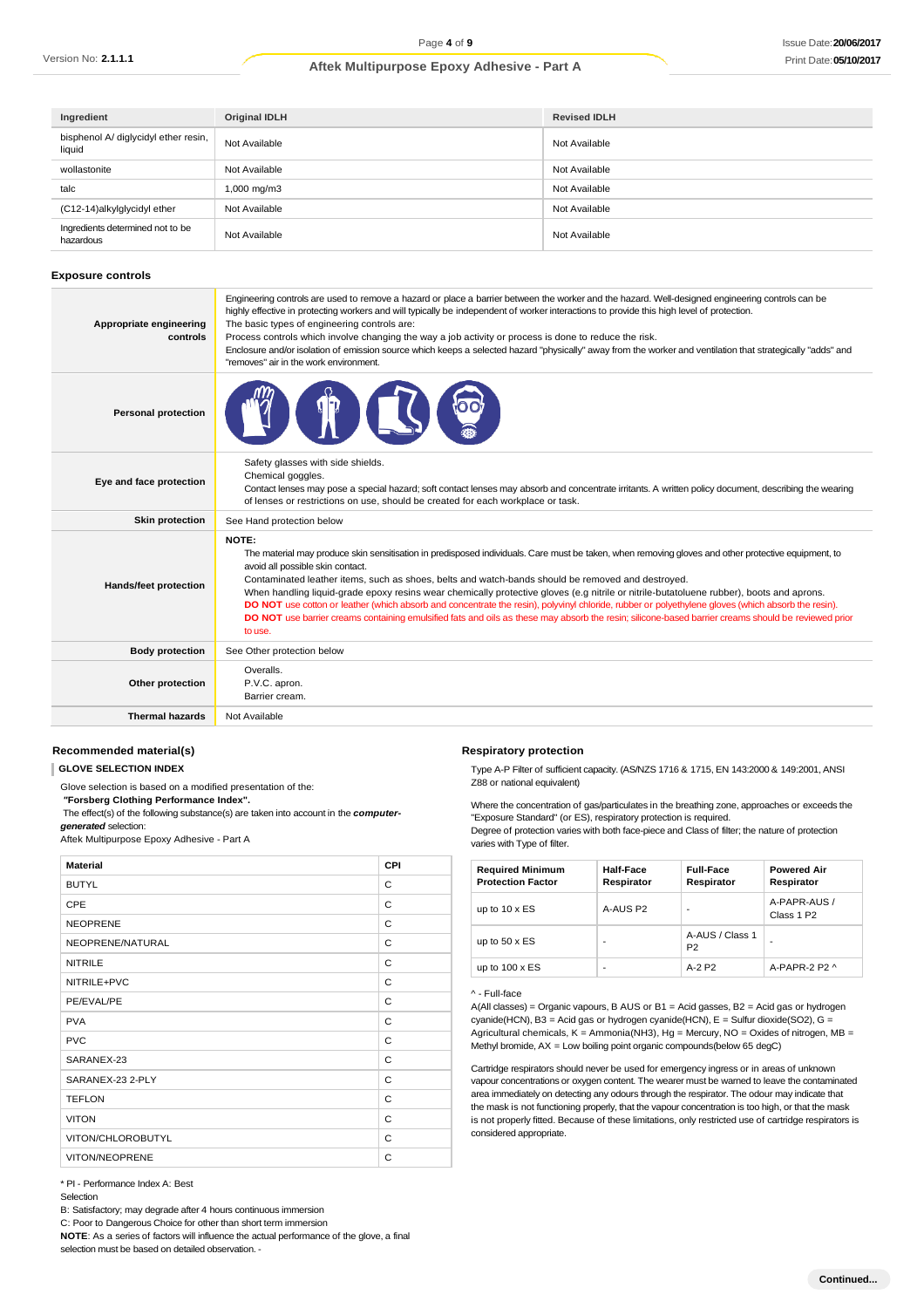| Ingredient | Original IDLH | Revised IDLH |
|---|---|---|
| bisphenol A/ diglycidyl ether resin, liquid | Not Available | Not Available |
| wollastonite | Not Available | Not Available |
| talc | 1,000 mg/m3 | Not Available |
| (C12-14)alkylglycidyl ether | Not Available | Not Available |
| Ingredients determined not to be hazardous | Not Available | Not Available |

## Exposure controls

| | |
|---|---|
| **Appropriate engineering controls** | Engineering controls are used to remove a hazard or place a barrier between the worker and the hazard. Well-designed engineering controls can be highly effective in protecting workers and will typically be independent of worker interactions to provide this high level of protection.<br>The basic types of engineering controls are:<br>Process controls which involve changing the way a job activity or process is done to reduce the risk.<br>Enclosure and/or isolation of emission source which keeps a selected hazard "physically" away from the worker and ventilation that strategically "adds" and "removes" air in the work environment. |
| **Personal protection** | |
| **Eye and face protection** | Safety glasses with side shields.<br>Chemical goggles.<br>Contact lenses may pose a special hazard; soft contact lenses may absorb and concentrate irritants. A written policy document, describing the wearing of lenses or restrictions on use, should be created for each workplace or task. |
| **Skin protection** | See Hand protection below |
| **Hands/feet protection** | **NOTE:**<br>The material may produce skin sensitisation in predisposed individuals. Care must be taken, when removing gloves and other protective equipment, to avoid all possible skin contact.<br>Contaminated leather items, such as shoes, belts and watch-bands should be removed and destroyed.<br>When handling liquid-grade epoxy resins wear chemically protective gloves (e.g nitrile or nitrile-butatoluene rubber), boots and aprons.<br>**DO NOT** use cotton or leather (which absorb and concentrate the resin), polyvinyl chloride, rubber or polyethylene gloves (which absorb the resin).<br>**DO NOT** use barrier creams containing emulsified fats and oils as these may absorb the resin; silicone-based barrier creams should be reviewed prior to use. |
| **Body protection** | See Other protection below |
| **Other protection** | Overalls.<br>P.V.C. apron.<br>Barrier cream. |
| **Thermal hazards** | Not Available |

### Recommended material(s)

**GLOVE SELECTION INDEX**

Glove selection is based on a modified presentation of the:
**"Forsberg Clothing Performance Index".**
The effect(s) of the following substance(s) are taken into account in the ***computer-generated*** selection:
Aftek Multipurpose Epoxy Adhesive - Part A

| Material | CPI |
|---|---|
| BUTYL | C |
| CPE | C |
| NEOPRENE | C |
| NEOPRENE/NATURAL | C |
| NITRILE | C |
| NITRILE+PVC | C |
| PE/EVAL/PE | C |
| PVA | C |
| PVC | C |
| SARANEX-23 | C |
| SARANEX-23 2-PLY | C |
| TEFLON | C |
| VITON | C |
| VITON/CHLOROBUTYL | C |
| VITON/NEOPRENE | C |

* PI - Performance Index A: Best Selection
B: Satisfactory; may degrade after 4 hours continuous immersion
C: Poor to Dangerous Choice for other than short term immersion
**NOTE**: As a series of factors will influence the actual performance of the glove, a final selection must be based on detailed observation. -

### Respiratory protection

Type A-P Filter of sufficient capacity. (AS/NZS 1716 & 1715, EN 143:2000 & 149:2001, ANSI Z88 or national equivalent)

Where the concentration of gas/particulates in the breathing zone, approaches or exceeds the "Exposure Standard" (or ES), respiratory protection is required.
Degree of protection varies with both face-piece and Class of filter; the nature of protection varies with Type of filter.

| Required Minimum Protection Factor | Half-Face Respirator | Full-Face Respirator | Powered Air Respirator |
|---|---|---|---|
| up to 10 x ES | A-AUS P2 | - | A-PAPR-AUS / Class 1 P2 |
| up to 50 x ES | - | A-AUS / Class 1 P2 | - |
| up to 100 x ES | - | A-2 P2 | A-PAPR-2 P2 ^ |

^ - Full-face
A(All classes) = Organic vapours, B AUS or B1 = Acid gasses, B2 = Acid gas or hydrogen cyanide(HCN), B3 = Acid gas or hydrogen cyanide(HCN), E = Sulfur dioxide(SO2), G = Agricultural chemicals, K = Ammonia(NH3), Hg = Mercury, NO = Oxides of nitrogen, MB = Methyl bromide, AX = Low boiling point organic compounds(below 65 degC)

Cartridge respirators should never be used for emergency ingress or in areas of unknown vapour concentrations or oxygen content. The wearer must be warned to leave the contaminated area immediately on detecting any odours through the respirator. The odour may indicate that the mask is not functioning properly, that the vapour concentration is too high, or that the mask is not properly fitted. Because of these limitations, only restricted use of cartridge respirators is considered appropriate.

**Continued...**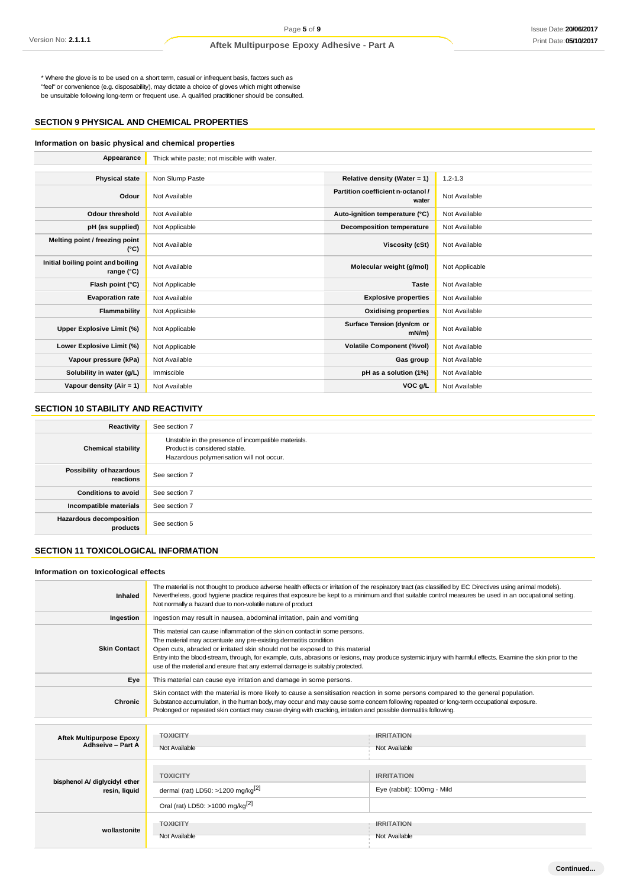* Where the glove is to be used on a short term, casual or infrequent basis, factors such as "feel" or convenience (e.g. disposability), may dictate a choice of gloves which might otherwise be unsuitable following long-term or frequent use. A qualified practitioner should be consulted.

## SECTION 9 PHYSICAL AND CHEMICAL PROPERTIES

### Information on basic physical and chemical properties

| | |
|---|---|
| **Appearance** | Thick white paste; not miscible with water. |

| | | | |
|---|---|---|---|
| **Physical state** | Non Slump Paste | **Relative density (Water = 1)** | 1.2-1.3 |
| **Odour** | Not Available | **Partition coefficient n-octanol / water** | Not Available |
| **Odour threshold** | Not Available | **Auto-ignition temperature (°C)** | Not Available |
| **pH (as supplied)** | Not Applicable | **Decomposition temperature** | Not Available |
| **Melting point / freezing point (°C)** | Not Available | **Viscosity (cSt)** | Not Available |
| **Initial boiling point and boiling range (°C)** | Not Available | **Molecular weight (g/mol)** | Not Applicable |
| **Flash point (°C)** | Not Applicable | **Taste** | Not Available |
| **Evaporation rate** | Not Available | **Explosive properties** | Not Available |
| **Flammability** | Not Applicable | **Oxidising properties** | Not Available |
| **Upper Explosive Limit (%)** | Not Applicable | **Surface Tension (dyn/cm or mN/m)** | Not Available |
| **Lower Explosive Limit (%)** | Not Applicable | **Volatile Component (%vol)** | Not Available |
| **Vapour pressure (kPa)** | Not Available | **Gas group** | Not Available |
| **Solubility in water (g/L)** | Immiscible | **pH as a solution (1%)** | Not Available |
| **Vapour density (Air = 1)** | Not Available | **VOC g/L** | Not Available |

## SECTION 10 STABILITY AND REACTIVITY

| | |
|---|---|
| **Reactivity** | See section 7 |
| **Chemical stability** | Unstable in the presence of incompatible materials.<br>Product is considered stable.<br>Hazardous polymerisation will not occur. |
| **Possibility of hazardous reactions** | See section 7 |
| **Conditions to avoid** | See section 7 |
| **Incompatible materials** | See section 7 |
| **Hazardous decomposition products** | See section 5 |

## SECTION 11 TOXICOLOGICAL INFORMATION

### Information on toxicological effects

| | |
|---|---|
| **Inhaled** | The material is not thought to produce adverse health effects or irritation of the respiratory tract (as classified by EC Directives using animal models). Nevertheless, good hygiene practice requires that exposure be kept to a minimum and that suitable control measures be used in an occupational setting.<br>Not normally a hazard due to non-volatile nature of product |
| **Ingestion** | Ingestion may result in nausea, abdominal irritation, pain and vomiting |
| **Skin Contact** | This material can cause inflammation of the skin on contact in some persons.<br>The material may accentuate any pre-existing dermatitis condition<br>Open cuts, abraded or irritated skin should not be exposed to this material<br>Entry into the blood-stream, through, for example, cuts, abrasions or lesions, may produce systemic injury with harmful effects. Examine the skin prior to the use of the material and ensure that any external damage is suitably protected. |
| **Eye** | This material can cause eye irritation and damage in some persons. |
| **Chronic** | Skin contact with the material is more likely to cause a sensitisation reaction in some persons compared to the general population.<br>Substance accumulation, in the human body, may occur and may cause some concern following repeated or long-term occupational exposure.<br>Prolonged or repeated skin contact may cause drying with cracking, irritation and possible dermatitis following. |

| | TOXICITY | IRRITATION |
|---|---|---|
| **Aftek Multipurpose Epoxy Adhseive – Part A** | Not Available | Not Available |
| **bisphenol A/ diglycidyl ether resin, liquid** | dermal (rat) LD50: >1200 mg/kg[2] | Eye (rabbit): 100mg - Mild |
| | Oral (rat) LD50: >1000 mg/kg[2] | |
| **wollastonite** | Not Available | Not Available |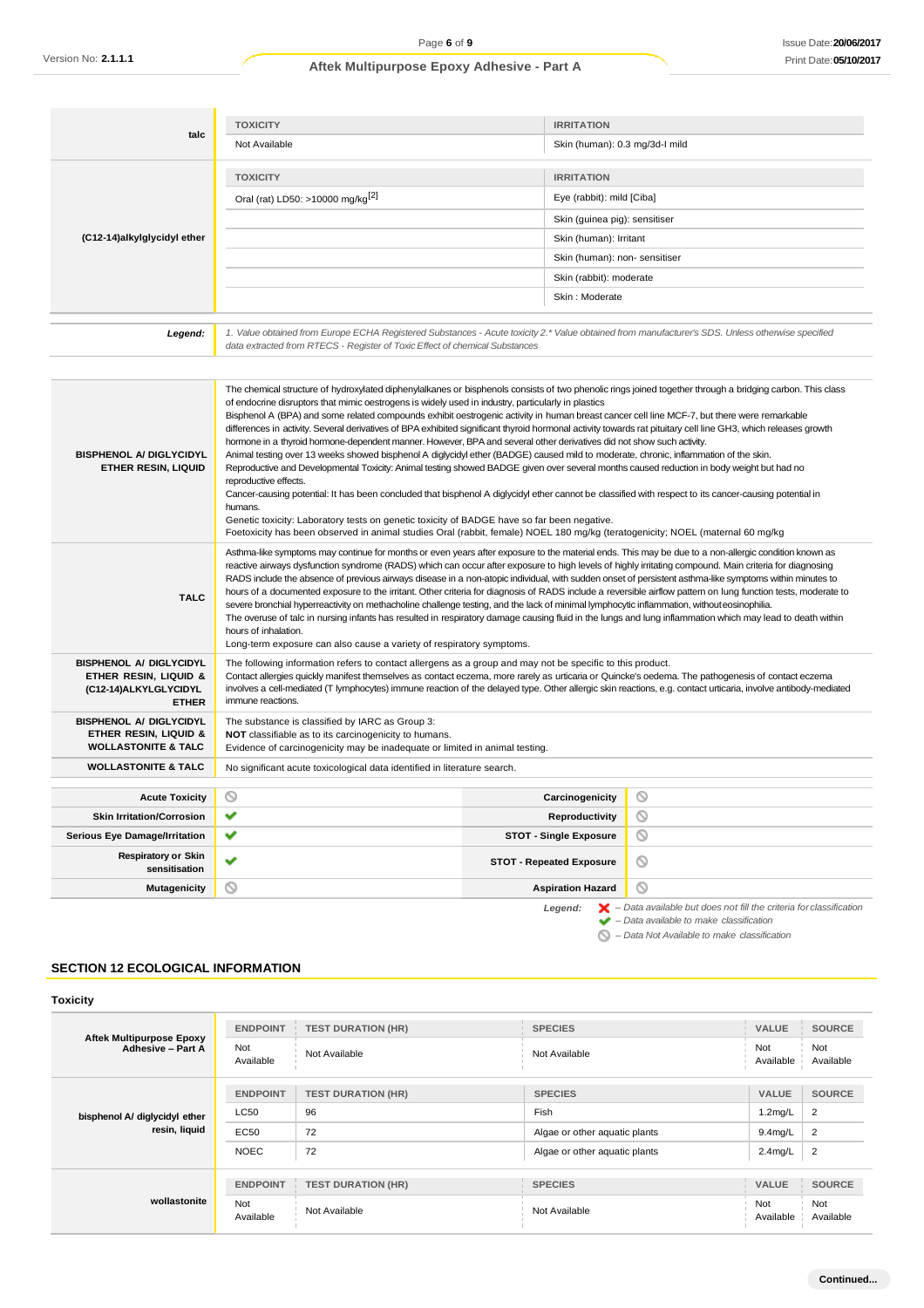| | TOXICITY | IRRITATION |
|---|---|---|
| **talc** | Not Available | Skin (human): 0.3 mg/3d-I mild |

| | TOXICITY | IRRITATION |
|---|---|---|
| **(C12-14)alkylglycidyl ether** | Oral (rat) LD50: >10000 mg/kg[2] | Eye (rabbit): mild [Ciba] |
| | | Skin (guinea pig): sensitiser |
| | | Skin (human): Irritant |
| | | Skin (human): non- sensitiser |
| | | Skin (rabbit): moderate |
| | | Skin : Moderate |

| | |
|---|---|
| ***Legend:*** | *1. Value obtained from Europe ECHA Registered Substances - Acute toxicity 2.\* Value obtained from manufacturer's SDS. Unless otherwise specified data extracted from RTECS - Register of Toxic Effect of chemical Substances* |

| | |
|---|---|
| **BISPHENOL A/ DIGLYCIDYL ETHER RESIN, LIQUID** | The chemical structure of hydroxylated diphenylalkanes or bisphenols consists of two phenolic rings joined together through a bridging carbon. This class of endocrine disruptors that mimic oestrogens is widely used in industry, particularly in plastics<br>Bisphenol A (BPA) and some related compounds exhibit oestrogenic activity in human breast cancer cell line MCF-7, but there were remarkable differences in activity. Several derivatives of BPA exhibited significant thyroid hormonal activity towards rat pituitary cell line GH3, which releases growth hormone in a thyroid hormone-dependent manner. However, BPA and several other derivatives did not show such activity.<br>Animal testing over 13 weeks showed bisphenol A diglycidyl ether (BADGE) caused mild to moderate, chronic, inflammation of the skin.<br>Reproductive and Developmental Toxicity: Animal testing showed BADGE given over several months caused reduction in body weight but had no reproductive effects.<br>Cancer-causing potential: It has been concluded that bisphenol A diglycidyl ether cannot be classified with respect to its cancer-causing potential in humans.<br>Genetic toxicity: Laboratory tests on genetic toxicity of BADGE have so far been negative.<br>Foetoxicity has been observed in animal studies Oral (rabbit, female) NOEL 180 mg/kg (teratogenicity; NOEL (maternal 60 mg/kg |
| **TALC** | Asthma-like symptoms may continue for months or even years after exposure to the material ends. This may be due to a non-allergic condition known as reactive airways dysfunction syndrome (RADS) which can occur after exposure to high levels of highly irritating compound. Main criteria for diagnosing RADS include the absence of previous airways disease in a non-atopic individual, with sudden onset of persistent asthma-like symptoms within minutes to hours of a documented exposure to the irritant. Other criteria for diagnosis of RADS include a reversible airflow pattern on lung function tests, moderate to severe bronchial hyperreactivity on methacholine challenge testing, and the lack of minimal lymphocytic inflammation, without eosinophilia.<br>The overuse of talc in nursing infants has resulted in respiratory damage causing fluid in the lungs and lung inflammation which may lead to death within hours of inhalation.<br>Long-term exposure can also cause a variety of respiratory symptoms. |
| **BISPHENOL A/ DIGLYCIDYL ETHER RESIN, LIQUID & (C12-14)ALKYLGLYCIDYL ETHER** | The following information refers to contact allergens as a group and may not be specific to this product.<br>Contact allergies quickly manifest themselves as contact eczema, more rarely as urticaria or Quincke's oedema. The pathogenesis of contact eczema involves a cell-mediated (T lymphocytes) immune reaction of the delayed type. Other allergic skin reactions, e.g. contact urticaria, involve antibody-mediated immune reactions. |
| **BISPHENOL A/ DIGLYCIDYL ETHER RESIN, LIQUID & WOLLASTONITE & TALC** | The substance is classified by IARC as Group 3:<br>**NOT** classifiable as to its carcinogenicity to humans.<br>Evidence of carcinogenicity may be inadequate or limited in animal testing. |
| **WOLLASTONITE & TALC** | No significant acute toxicological data identified in literature search. |

| | | | |
|---|---|---|---|
| **Acute Toxicity** | ⃠ | **Carcinogenicity** | ⃠ |
| **Skin Irritation/Corrosion** | ✔ | **Reproductivity** | ⃠ |
| **Serious Eye Damage/Irritation** | ✔ | **STOT - Single Exposure** | ⃠ |
| **Respiratory or Skin sensitisation** | ✔ | **STOT - Repeated Exposure** | ⃠ |
| **Mutagenicity** | ⃠ | **Aspiration Hazard** | ⃠ |

***Legend:***
- ✘ – *Data available but does not fill the criteria for classification*
- ✔ – *Data available to make classification*
- ⃠ – *Data Not Available to make classification*

## SECTION 12 ECOLOGICAL INFORMATION

### Toxicity

| | ENDPOINT | TEST DURATION (HR) | SPECIES | VALUE | SOURCE |
|---|---|---|---|---|---|
| **Aftek Multipurpose Epoxy Adhesive – Part A** | Not Available | Not Available | Not Available | Not Available | Not Available |

| | ENDPOINT | TEST DURATION (HR) | SPECIES | VALUE | SOURCE |
|---|---|---|---|---|---|
| **bisphenol A/ diglycidyl ether resin, liquid** | LC50 | 96 | Fish | 1.2mg/L | 2 |
| | EC50 | 72 | Algae or other aquatic plants | 9.4mg/L | 2 |
| | NOEC | 72 | Algae or other aquatic plants | 2.4mg/L | 2 |

| | ENDPOINT | TEST DURATION (HR) | SPECIES | VALUE | SOURCE |
|---|---|---|---|---|---|
| **wollastonite** | Not Available | Not Available | Not Available | Not Available | Not Available |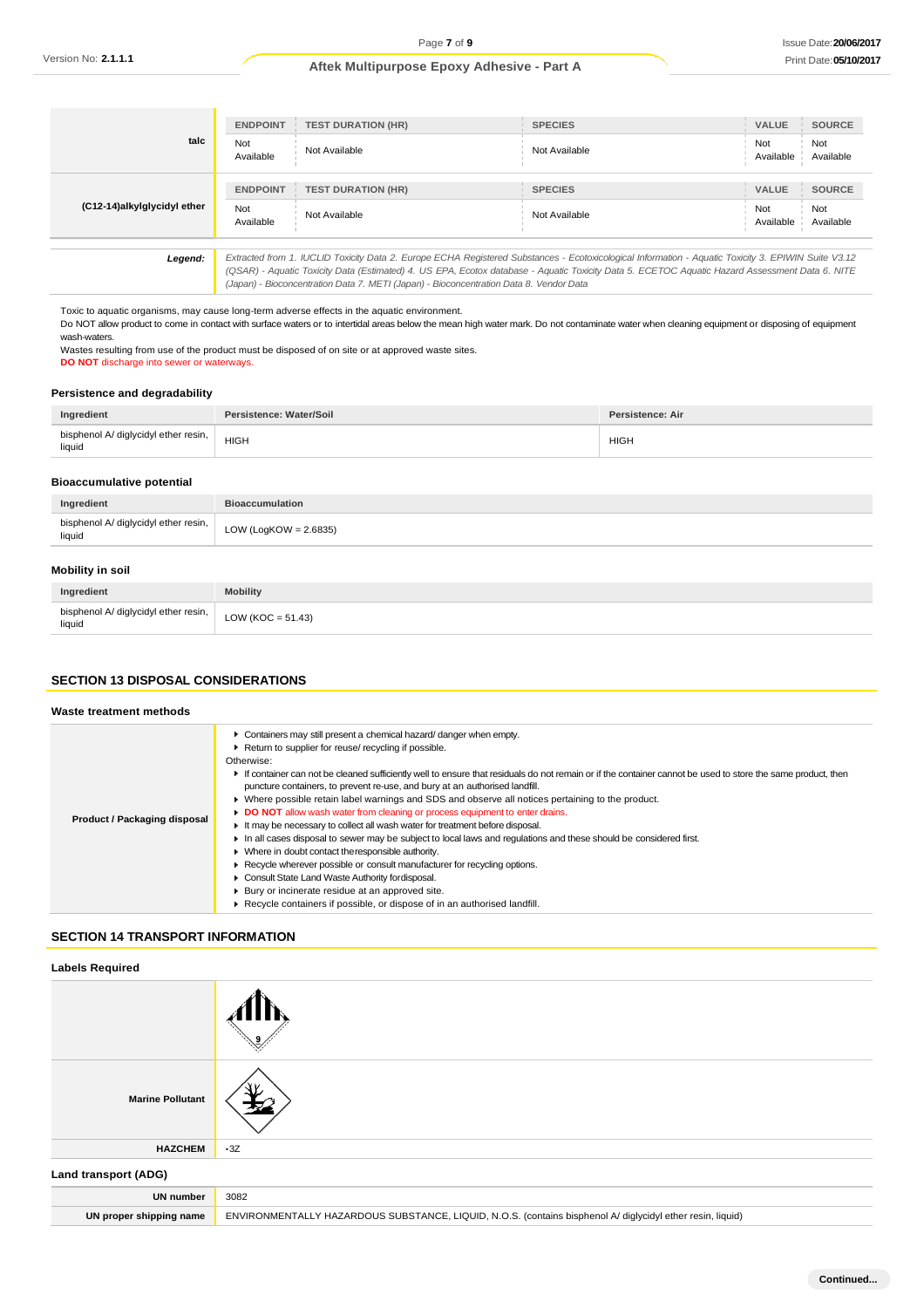| | ENDPOINT | TEST DURATION (HR) | SPECIES | VALUE | SOURCE |
|---|---|---|---|---|---|
| **talc** | Not Available | Not Available | Not Available | Not Available | Not Available |

| | ENDPOINT | TEST DURATION (HR) | SPECIES | VALUE | SOURCE |
|---|---|---|---|---|---|
| **(C12-14)alkylglycidyl ether** | Not Available | Not Available | Not Available | Not Available | Not Available |

| | |
|---|---|
| ***Legend:*** | *Extracted from 1. IUCLID Toxicity Data 2. Europe ECHA Registered Substances - Ecotoxicological Information - Aquatic Toxicity 3. EPIWIN Suite V3.12 (QSAR) - Aquatic Toxicity Data (Estimated) 4. US EPA, Ecotox database - Aquatic Toxicity Data 5. ECETOC Aquatic Hazard Assessment Data 6. NITE (Japan) - Bioconcentration Data 7. METI (Japan) - Bioconcentration Data 8. Vendor Data* |

Toxic to aquatic organisms, may cause long-term adverse effects in the aquatic environment.
Do NOT allow product to come in contact with surface waters or to intertidal areas below the mean high water mark. Do not contaminate water when cleaning equipment or disposing of equipment wash-waters.
Wastes resulting from use of the product must be disposed of on site or at approved waste sites.
**DO NOT** discharge into sewer or waterways.

### Persistence and degradability

| Ingredient | Persistence: Water/Soil | Persistence: Air |
|---|---|---|
| bisphenol A/ diglycidyl ether resin, liquid | HIGH | HIGH |

### Bioaccumulative potential

| Ingredient | Bioaccumulation |
|---|---|
| bisphenol A/ diglycidyl ether resin, liquid | LOW (LogKOW = 2.6835) |

### Mobility in soil

| Ingredient | Mobility |
|---|---|
| bisphenol A/ diglycidyl ether resin, liquid | LOW (KOC = 51.43) |

## SECTION 13 DISPOSAL CONSIDERATIONS

### Waste treatment methods

**Product / Packaging disposal**

- Containers may still present a chemical hazard/ danger when empty.
- Return to supplier for reuse/ recycling if possible.

Otherwise:

- If container can not be cleaned sufficiently well to ensure that residuals do not remain or if the container cannot be used to store the same product, then puncture containers, to prevent re-use, and bury at an authorised landfill.
- Where possible retain label warnings and SDS and observe all notices pertaining to the product.
- **DO NOT** allow wash water from cleaning or process equipment to enter drains.
- It may be necessary to collect all wash water for treatment before disposal.
- In all cases disposal to sewer may be subject to local laws and regulations and these should be considered first.
- Where in doubt contact the responsible authority.
- Recycle wherever possible or consult manufacturer for recycling options.
- Consult State Land Waste Authority for disposal.
- Bury or incinerate residue at an approved site.
- Recycle containers if possible, or dispose of in an authorised landfill.

## SECTION 14 TRANSPORT INFORMATION

### Labels Required

| | |
|---|---|
| | 9 |
| **Marine Pollutant** | |
| **HAZCHEM** | •3Z |

### Land transport (ADG)

| | |
|---|---|
| **UN number** | 3082 |
| **UN proper shipping name** | ENVIRONMENTALLY HAZARDOUS SUBSTANCE, LIQUID, N.O.S. (contains bisphenol A/ diglycidyl ether resin, liquid) |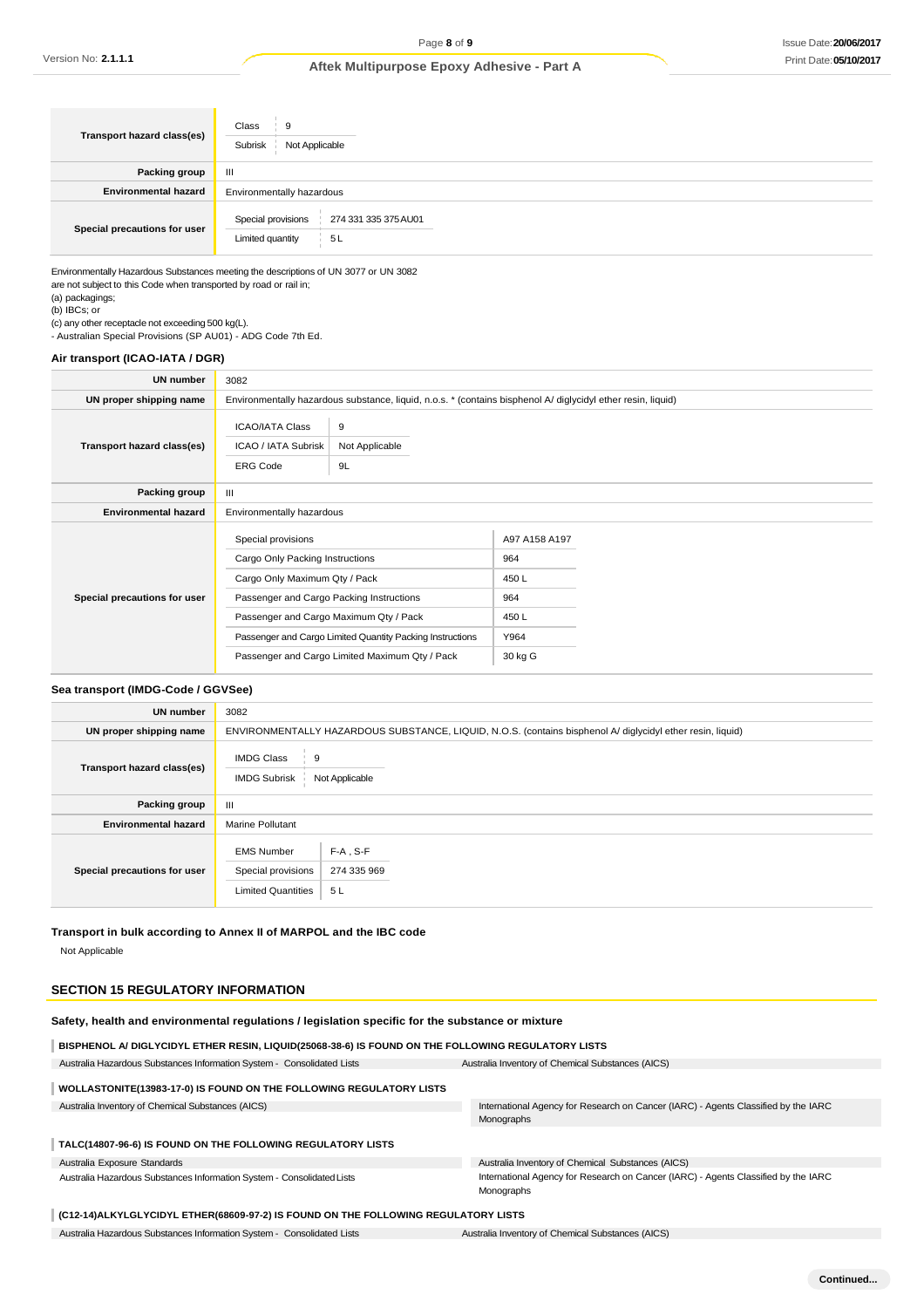| | |
|---|---|
| **Transport hazard class(es)** | Class: 9<br>Subrisk: Not Applicable |
| **Packing group** | III |
| **Environmental hazard** | Environmentally hazardous |
| **Special precautions for user** | Special provisions: 274 331 335 375 AU01<br>Limited quantity: 5 L |

Environmentally Hazardous Substances meeting the descriptions of UN 3077 or UN 3082 are not subject to this Code when transported by road or rail in;
(a) packagings;
(b) IBCs; or
(c) any other receptacle not exceeding 500 kg(L).
- Australian Special Provisions (SP AU01) - ADG Code 7th Ed.

### Air transport (ICAO-IATA / DGR)

| | |
|---|---|
| **UN number** | 3082 |
| **UN proper shipping name** | Environmentally hazardous substance, liquid, n.o.s. * (contains bisphenol A/ diglycidyl ether resin, liquid) |
| **Transport hazard class(es)** | ICAO/IATA Class: 9<br>ICAO / IATA Subrisk: Not Applicable<br>ERG Code: 9L |
| **Packing group** | III |
| **Environmental hazard** | Environmentally hazardous |
| **Special precautions for user** | Special provisions: A97 A158 A197<br>Cargo Only Packing Instructions: 964<br>Cargo Only Maximum Qty / Pack: 450 L<br>Passenger and Cargo Packing Instructions: 964<br>Passenger and Cargo Maximum Qty / Pack: 450 L<br>Passenger and Cargo Limited Quantity Packing Instructions: Y964<br>Passenger and Cargo Limited Maximum Qty / Pack: 30 kg G |

### Sea transport (IMDG-Code / GGVSee)

| | |
|---|---|
| **UN number** | 3082 |
| **UN proper shipping name** | ENVIRONMENTALLY HAZARDOUS SUBSTANCE, LIQUID, N.O.S. (contains bisphenol A/ diglycidyl ether resin, liquid) |
| **Transport hazard class(es)** | IMDG Class: 9<br>IMDG Subrisk: Not Applicable |
| **Packing group** | III |
| **Environmental hazard** | Marine Pollutant |
| **Special precautions for user** | EMS Number: F-A , S-F<br>Special provisions: 274 335 969<br>Limited Quantities: 5 L |

### Transport in bulk according to Annex II of MARPOL and the IBC code

Not Applicable

## SECTION 15 REGULATORY INFORMATION

### Safety, health and environmental regulations / legislation specific for the substance or mixture

**BISPHENOL A/ DIGLYCIDYL ETHER RESIN, LIQUID(25068-38-6) IS FOUND ON THE FOLLOWING REGULATORY LISTS**

| | |
|---|---|
| Australia Hazardous Substances Information System - Consolidated Lists | Australia Inventory of Chemical Substances (AICS) |

**WOLLASTONITE(13983-17-0) IS FOUND ON THE FOLLOWING REGULATORY LISTS**

| | |
|---|---|
| Australia Inventory of Chemical Substances (AICS) | International Agency for Research on Cancer (IARC) - Agents Classified by the IARC Monographs |

**TALC(14807-96-6) IS FOUND ON THE FOLLOWING REGULATORY LISTS**

| | |
|---|---|
| Australia Exposure Standards | Australia Inventory of Chemical Substances (AICS) |
| Australia Hazardous Substances Information System - Consolidated Lists | International Agency for Research on Cancer (IARC) - Agents Classified by the IARC Monographs |

**(C12-14)ALKYLGLYCIDYL ETHER(68609-97-2) IS FOUND ON THE FOLLOWING REGULATORY LISTS**

| | |
|---|---|
| Australia Hazardous Substances Information System - Consolidated Lists | Australia Inventory of Chemical Substances (AICS) |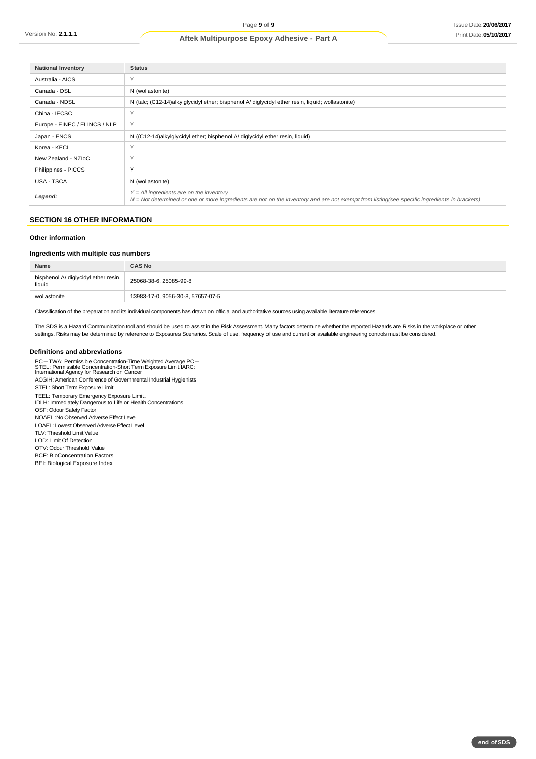| National Inventory | Status |
| --- | --- |
| Australia - AICS | Y |
| Canada - DSL | N (wollastonite) |
| Canada - NDSL | N (talc; (C12-14)alkylglycidyl ether; bisphenol A/ diglycidyl ether resin, liquid; wollastonite) |
| China - IECSC | Y |
| Europe - EINEC / ELINCS / NLP | Y |
| Japan - ENCS | N ((C12-14)alkylglycidyl ether; bisphenol A/ diglycidyl ether resin, liquid) |
| Korea - KECI | Y |
| New Zealand - NZIoC | Y |
| Philippines - PICCS | Y |
| USA - TSCA | N (wollastonite) |
| ***Legend:*** | *Y = All ingredients are on the inventory*<br>*N = Not determined or one or more ingredients are not on the inventory and are not exempt from listing(see specific ingredients in brackets)* |

## SECTION 16 OTHER INFORMATION

### Other information

### Ingredients with multiple cas numbers

| Name | CAS No |
| --- | --- |
| bisphenol A/ diglycidyl ether resin, liquid | 25068-38-6, 25085-99-8 |
| wollastonite | 13983-17-0, 9056-30-8, 57657-07-5 |

Classification of the preparation and its individual components has drawn on official and authoritative sources using available literature references.

The SDS is a Hazard Communication tool and should be used to assist in the Risk Assessment. Many factors determine whether the reported Hazards are Risks in the workplace or other settings. Risks may be determined by reference to Exposures Scenarios. Scale of use, frequency of use and current or available engineering controls must be considered.

### Definitions and abbreviations

PC－TWA: Permissible Concentration-Time Weighted Average PC－STEL: Permissible Concentration-Short Term Exposure Limit IARC: International Agency for Research on Cancer
ACGIH: American Conference of Governmental Industrial Hygienists
STEL: Short Term Exposure Limit
TEEL: Temporary Emergency Exposure Limit。
IDLH: Immediately Dangerous to Life or Health Concentrations
OSF: Odour Safety Factor
NOAEL :No Observed Adverse Effect Level
LOAEL: Lowest Observed Adverse Effect Level
TLV: Threshold Limit Value
LOD: Limit Of Detection
OTV: Odour Threshold Value
BCF: BioConcentration Factors
BEI: Biological Exposure Index

end of SDS